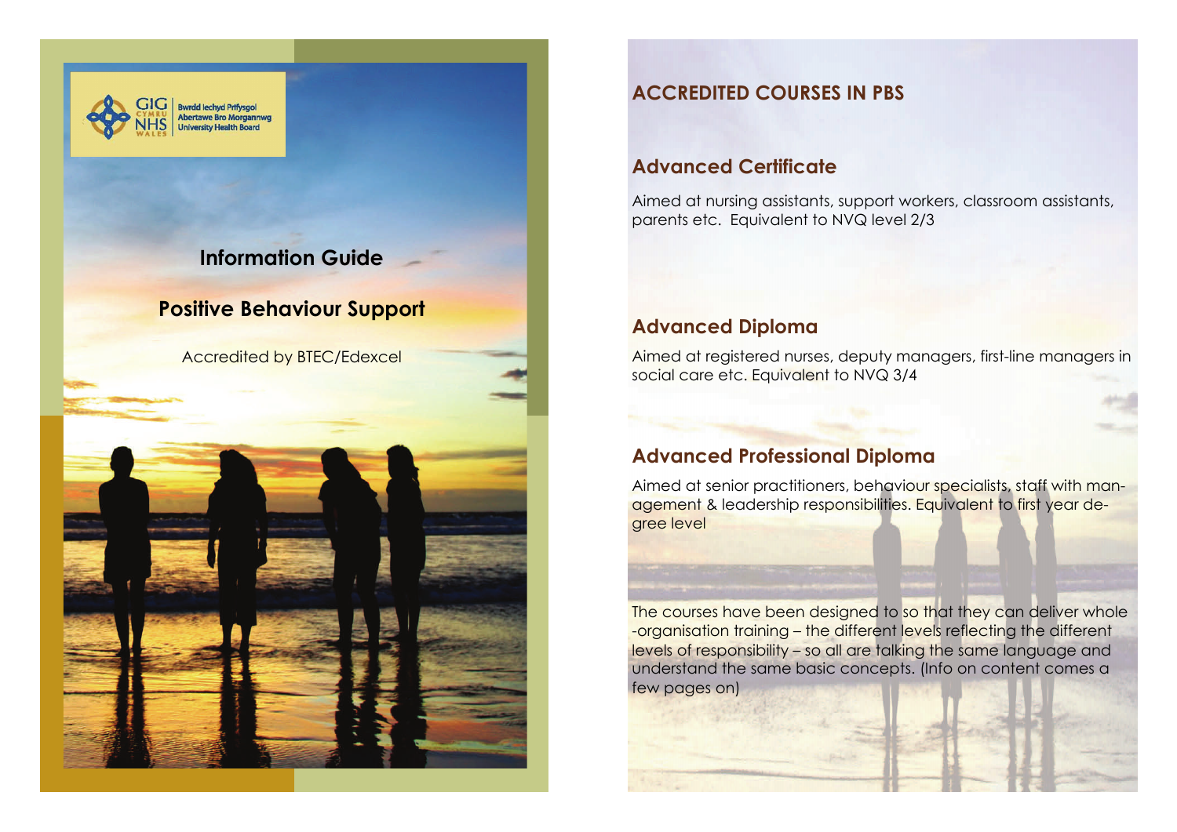GIG CYMRU NHS WALES | Bwrdd Iechyd Prifysgol Abertawe Bro Morgannwg University Health Board

# Information Guide

# Positive Behaviour Support

Accredited by BTEC/Edexcel

## ACCREDITED COURSES IN PBS

### Advanced Certificate

Aimed at nursing assistants, support workers, classroom assistants, parents etc. Equivalent to NVQ level 2/3

### Advanced Diploma

Aimed at registered nurses, deputy managers, first-line managers in social care etc. Equivalent to NVQ 3/4

### Advanced Professional Diploma

Aimed at senior practitioners, behaviour specialists, staff with management & leadership responsibilities. Equivalent to first year degree level

The courses have been designed to so that they can deliver whole-organisation training – the different levels reflecting the different levels of responsibility – so all are talking the same language and understand the same basic concepts. (Info on content comes a few pages on)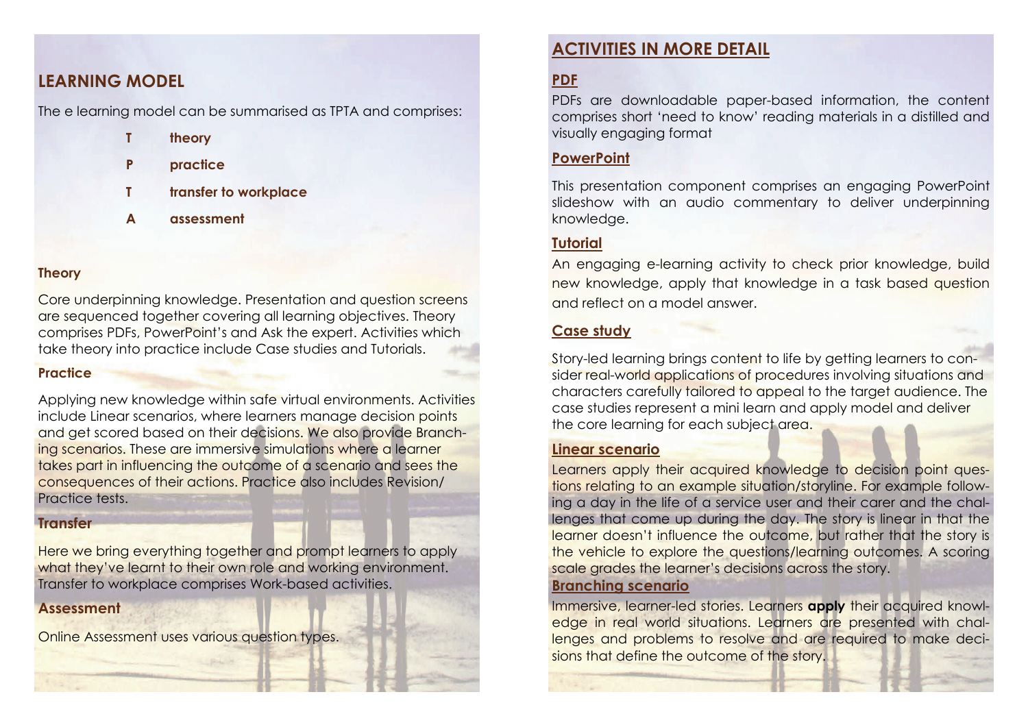## LEARNING MODEL

The e learning model can be summarised as TPTA and comprises:

- **T** **theory**
- **P** **practice**
- **T** **transfer to workplace**
- **A** **assessment**

### Theory

Core underpinning knowledge. Presentation and question screens are sequenced together covering all learning objectives. Theory comprises PDFs, PowerPoint's and Ask the expert. Activities which take theory into practice include Case studies and Tutorials.

### Practice

Applying new knowledge within safe virtual environments. Activities include Linear scenarios, where learners manage decision points and get scored based on their decisions. We also provide Branching scenarios. These are immersive simulations where a learner takes part in influencing the outcome of a scenario and sees the consequences of their actions. Practice also includes Revision/ Practice tests.

### Transfer

Here we bring everything together and prompt learners to apply what they've learnt to their own role and working environment. Transfer to workplace comprises Work-based activities.

### Assessment

Online Assessment uses various question types.

## ACTIVITIES IN MORE DETAIL

### PDF

PDFs are downloadable paper-based information, the content comprises short 'need to know' reading materials in a distilled and visually engaging format

### PowerPoint

This presentation component comprises an engaging PowerPoint slideshow with an audio commentary to deliver underpinning knowledge.

### Tutorial

An engaging e-learning activity to check prior knowledge, build new knowledge, apply that knowledge in a task based question and reflect on a model answer.

### Case study

Story-led learning brings content to life by getting learners to consider real-world applications of procedures involving situations and characters carefully tailored to appeal to the target audience. The case studies represent a mini learn and apply model and deliver the core learning for each subject area.

### Linear scenario

Learners apply their acquired knowledge to decision point questions relating to an example situation/storyline. For example following a day in the life of a service user and their carer and the challenges that come up during the day. The story is linear in that the learner doesn't influence the outcome, but rather that the story is the vehicle to explore the questions/learning outcomes. A scoring scale grades the learner's decisions across the story.

### Branching scenario

Immersive, learner-led stories. Learners **apply** their acquired knowledge in real world situations. Learners are presented with challenges and problems to resolve and are required to make decisions that define the outcome of the story.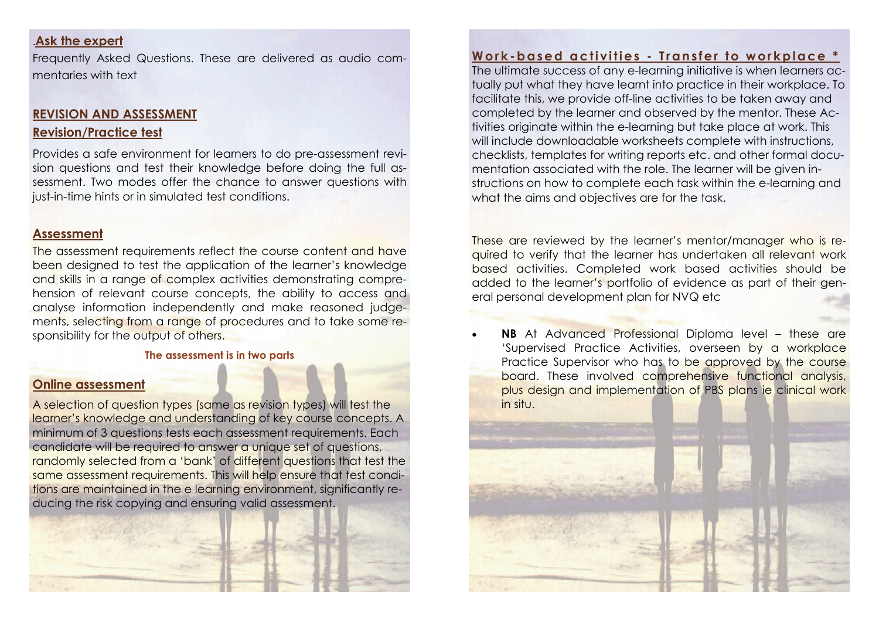.**Ask the expert**

Frequently Asked Questions. These are delivered as audio commentaries with text

## REVISION AND ASSESSMENT

### Revision/Practice test

Provides a safe environment for learners to do pre-assessment revision questions and test their knowledge before doing the full assessment. Two modes offer the chance to answer questions with just-in-time hints or in simulated test conditions.

### Assessment

The assessment requirements reflect the course content and have been designed to test the application of the learner's knowledge and skills in a range of complex activities demonstrating comprehension of relevant course concepts, the ability to access and analyse information independently and make reasoned judgements, selecting from a range of procedures and to take some responsibility for the output of others.

**The assessment is in two parts**

### Online assessment

A selection of question types (same as revision types) will test the learner's knowledge and understanding of key course concepts. A minimum of 3 questions tests each assessment requirements. Each candidate will be required to answer a unique set of questions, randomly selected from a 'bank' of different questions that test the same assessment requirements. This will help ensure that test conditions are maintained in the e learning environment, significantly reducing the risk copying and ensuring valid assessment.

### Work-based activities - Transfer to workplace *

The ultimate success of any e-learning initiative is when learners actually put what they have learnt into practice in their workplace. To facilitate this, we provide off-line activities to be taken away and completed by the learner and observed by the mentor. These Activities originate within the e-learning but take place at work. This will include downloadable worksheets complete with instructions, checklists, templates for writing reports etc. and other formal documentation associated with the role. The learner will be given instructions on how to complete each task within the e-learning and what the aims and objectives are for the task.

These are reviewed by the learner's mentor/manager who is required to verify that the learner has undertaken all relevant work based activities. Completed work based activities should be added to the learner's portfolio of evidence as part of their general personal development plan for NVQ etc

- **NB** At Advanced Professional Diploma level – these are 'Supervised Practice Activities, overseen by a workplace Practice Supervisor who has to be approved by the course board. These involved comprehensive functional analysis, plus design and implementation of PBS plans ie clinical work in situ.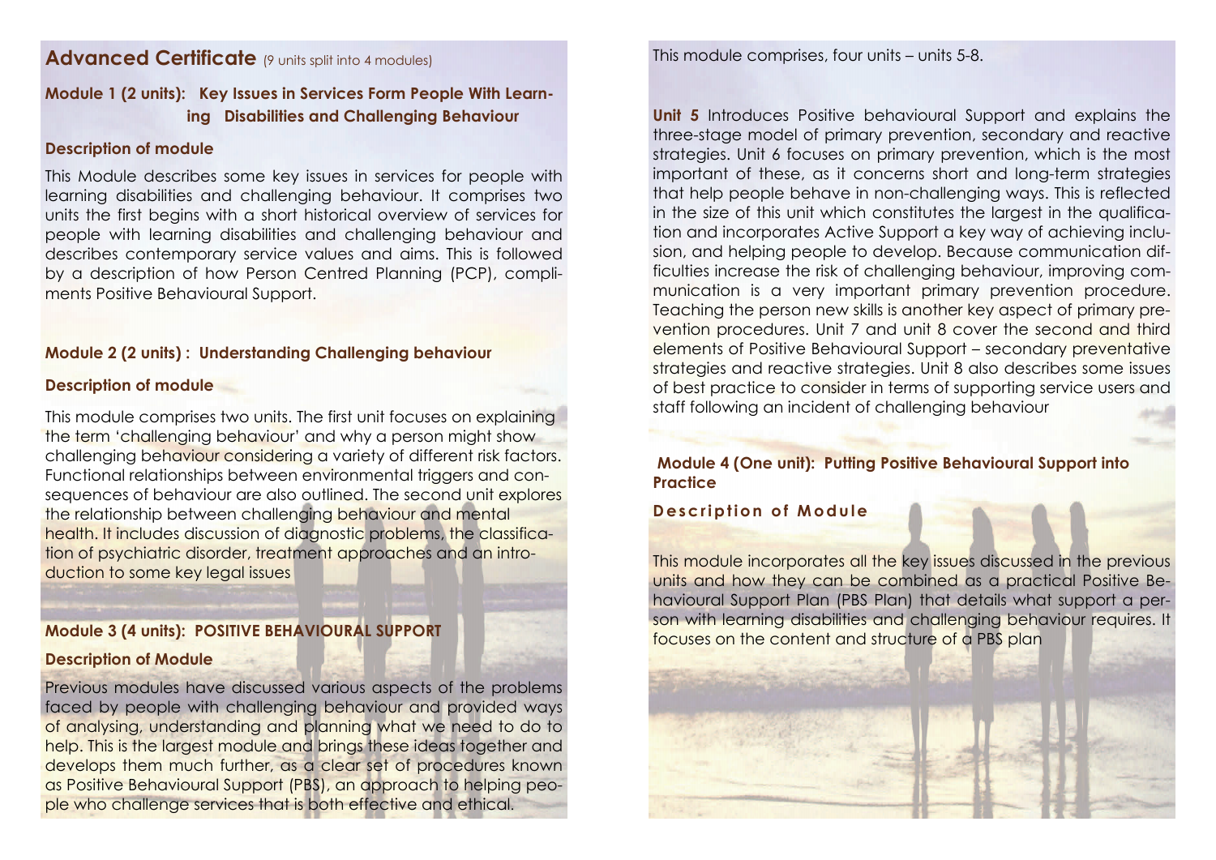## Advanced Certificate (9 units split into 4 modules)

### Module 1 (2 units): Key Issues in Services Form People With Learning Disabilities and Challenging Behaviour

**Description of module**

This Module describes some key issues in services for people with learning disabilities and challenging behaviour. It comprises two units the first begins with a short historical overview of services for people with learning disabilities and challenging behaviour and describes contemporary service values and aims. This is followed by a description of how Person Centred Planning (PCP), compliments Positive Behavioural Support.

### Module 2 (2 units) : Understanding Challenging behaviour

**Description of module**

This module comprises two units. The first unit focuses on explaining the term 'challenging behaviour' and why a person might show challenging behaviour considering a variety of different risk factors. Functional relationships between environmental triggers and consequences of behaviour are also outlined. The second unit explores the relationship between challenging behaviour and mental health. It includes discussion of diagnostic problems, the classification of psychiatric disorder, treatment approaches and an introduction to some key legal issues

### Module 3 (4 units): POSITIVE BEHAVIOURAL SUPPORT

**Description of Module**

Previous modules have discussed various aspects of the problems faced by people with challenging behaviour and provided ways of analysing, understanding and planning what we need to do to help. This is the largest module and brings these ideas together and develops them much further, as a clear set of procedures known as Positive Behavioural Support (PBS), an approach to helping people who challenge services that is both effective and ethical.

This module comprises, four units – units 5-8.

**Unit 5** Introduces Positive behavioural Support and explains the three-stage model of primary prevention, secondary and reactive strategies. Unit 6 focuses on primary prevention, which is the most important of these, as it concerns short and long-term strategies that help people behave in non-challenging ways. This is reflected in the size of this unit which constitutes the largest in the qualification and incorporates Active Support a key way of achieving inclusion, and helping people to develop. Because communication difficulties increase the risk of challenging behaviour, improving communication is a very important primary prevention procedure. Teaching the person new skills is another key aspect of primary prevention procedures. Unit 7 and unit 8 cover the second and third elements of Positive Behavioural Support – secondary preventative strategies and reactive strategies. Unit 8 also describes some issues of best practice to consider in terms of supporting service users and staff following an incident of challenging behaviour

### Module 4 (One unit): Putting Positive Behavioural Support into Practice

**Description of Module**

This module incorporates all the key issues discussed in the previous units and how they can be combined as a practical Positive Behavioural Support Plan (PBS Plan) that details what support a person with learning disabilities and challenging behaviour requires. It focuses on the content and structure of a PBS plan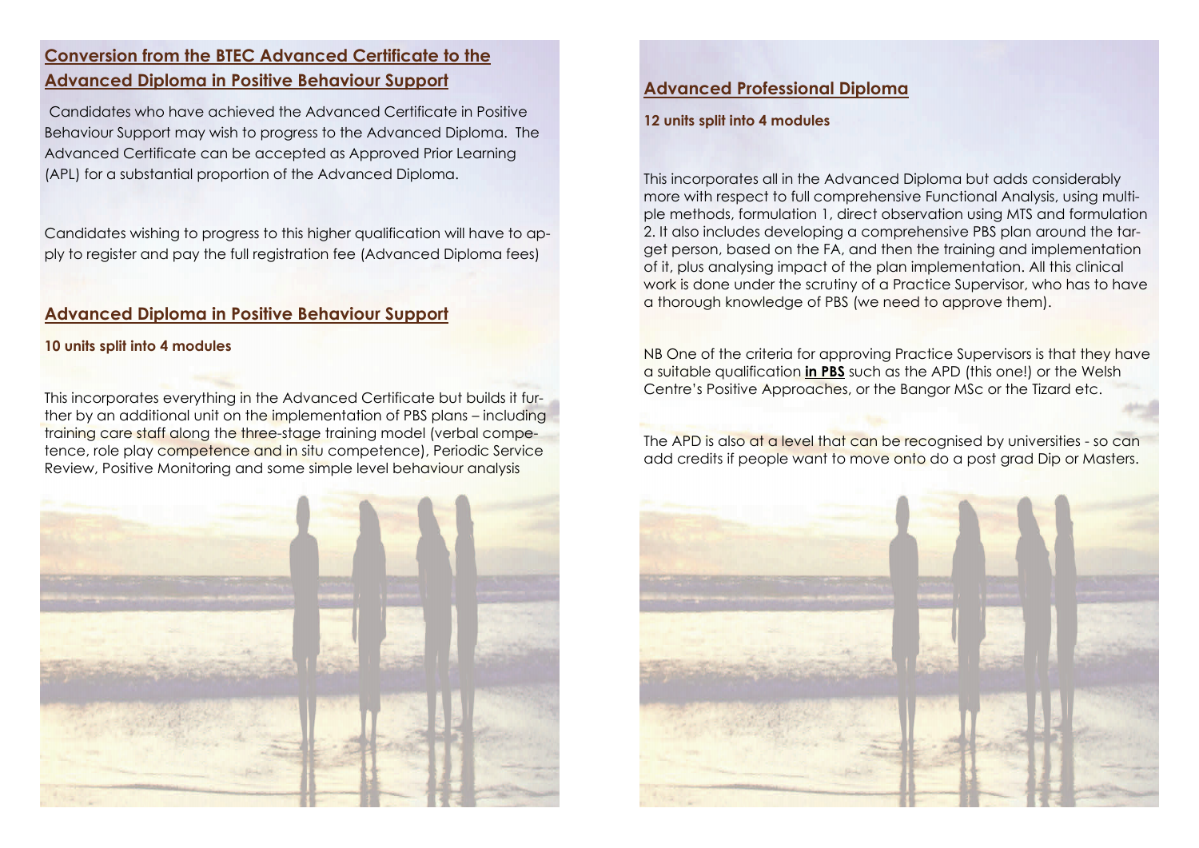## Conversion from the BTEC Advanced Certificate to the Advanced Diploma in Positive Behaviour Support

Candidates who have achieved the Advanced Certificate in Positive Behaviour Support may wish to progress to the Advanced Diploma. The Advanced Certificate can be accepted as Approved Prior Learning (APL) for a substantial proportion of the Advanced Diploma.

Candidates wishing to progress to this higher qualification will have to apply to register and pay the full registration fee (Advanced Diploma fees)

## Advanced Diploma in Positive Behaviour Support

**10 units split into 4 modules**

This incorporates everything in the Advanced Certificate but builds it further by an additional unit on the implementation of PBS plans – including training care staff along the three-stage training model (verbal competence, role play competence and in situ competence), Periodic Service Review, Positive Monitoring and some simple level behaviour analysis

## Advanced Professional Diploma

**12 units split into 4 modules**

This incorporates all in the Advanced Diploma but adds considerably more with respect to full comprehensive Functional Analysis, using multiple methods, formulation 1, direct observation using MTS and formulation 2. It also includes developing a comprehensive PBS plan around the target person, based on the FA, and then the training and implementation of it, plus analysing impact of the plan implementation. All this clinical work is done under the scrutiny of a Practice Supervisor, who has to have a thorough knowledge of PBS (we need to approve them).

NB One of the criteria for approving Practice Supervisors is that they have a suitable qualification **in PBS** such as the APD (this one!) or the Welsh Centre's Positive Approaches, or the Bangor MSc or the Tizard etc.

The APD is also at a level that can be recognised by universities - so can add credits if people want to move onto do a post grad Dip or Masters.